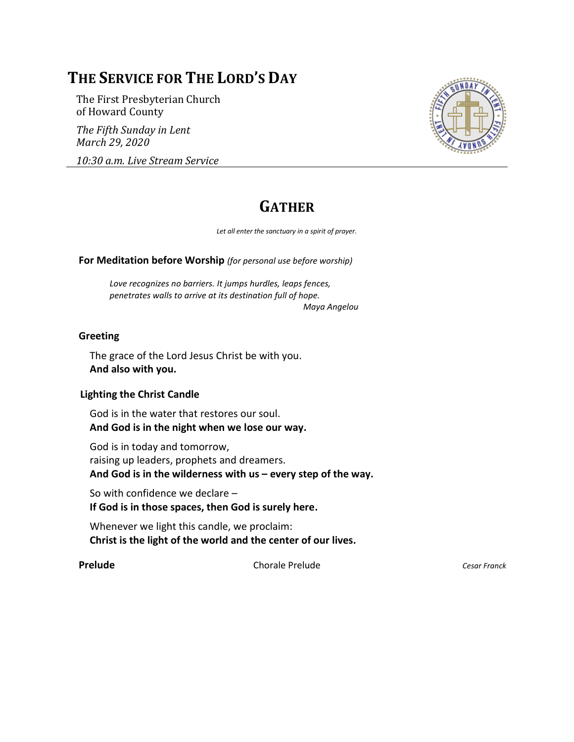# THE SERVICE FOR THE LORD'S DAY

The First Presbyterian Church
of Howard County

*The Fifth Sunday in Lent*
*March 29, 2020*

*10:30 a.m. Live Stream Service*

## GATHER

*Let all enter the sanctuary in a spirit of prayer.*

**For Meditation before Worship** *(for personal use before worship)*

*Love recognizes no barriers. It jumps hurdles, leaps fences,*
*penetrates walls to arrive at its destination full of hope.*
*Maya Angelou*

**Greeting**

The grace of the Lord Jesus Christ be with you.
**And also with you.**

**Lighting the Christ Candle**

God is in the water that restores our soul.
**And God is in the night when we lose our way.**

God is in today and tomorrow,
raising up leaders, prophets and dreamers.
**And God is in the wilderness with us – every step of the way.**

So with confidence we declare –
**If God is in those spaces, then God is surely here.**

Whenever we light this candle, we proclaim:
**Christ is the light of the world and the center of our lives.**

**Prelude** Chorale Prelude *Cesar Franck*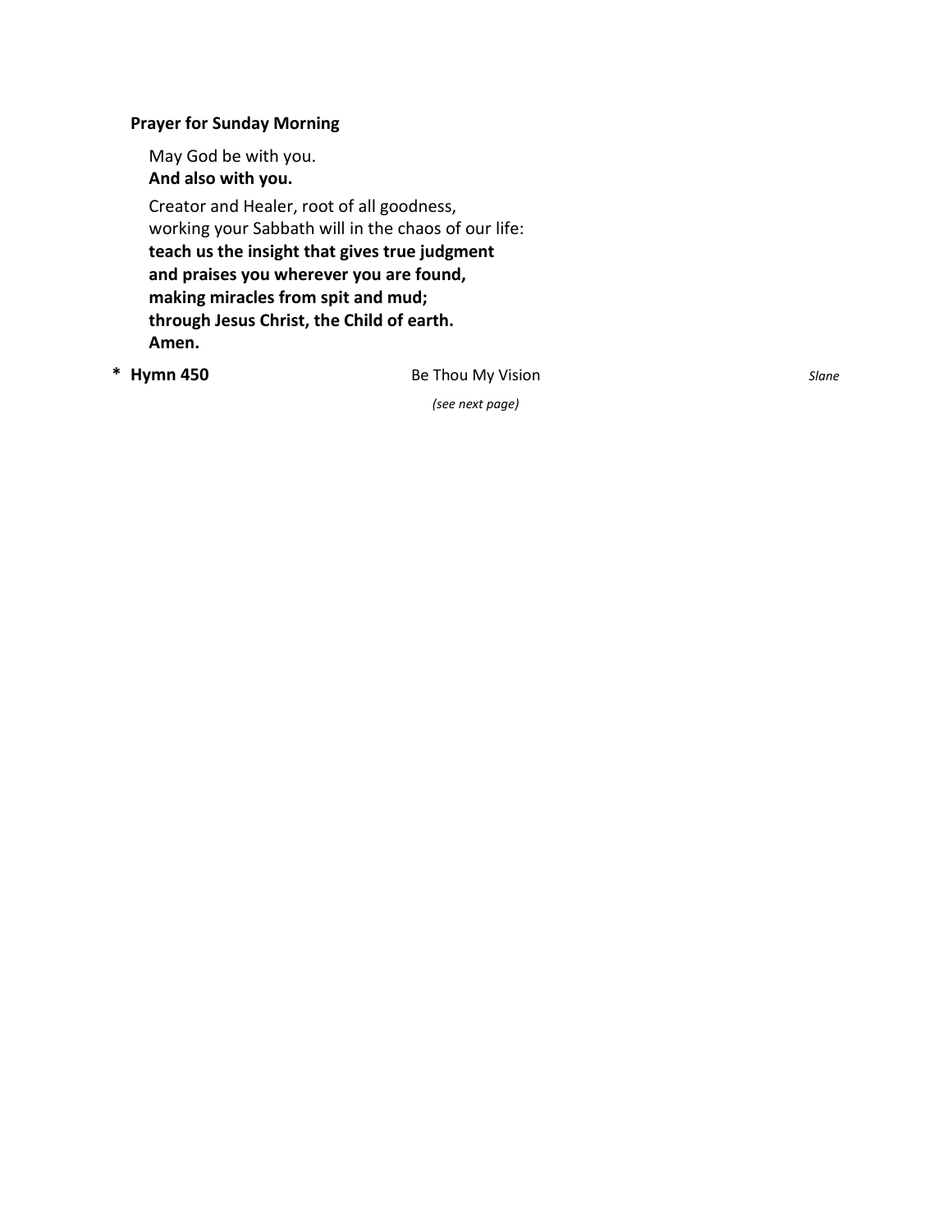**Prayer for Sunday Morning**

May God be with you.
**And also with you.**

Creator and Healer, root of all goodness,
working your Sabbath will in the chaos of our life:
**teach us the insight that gives true judgment**
**and praises you wherever you are found,**
**making miracles from spit and mud;**
**through Jesus Christ, the Child of earth.**
**Amen.**

\* **Hymn 450** Be Thou My Vision *Slane*

*(see next page)*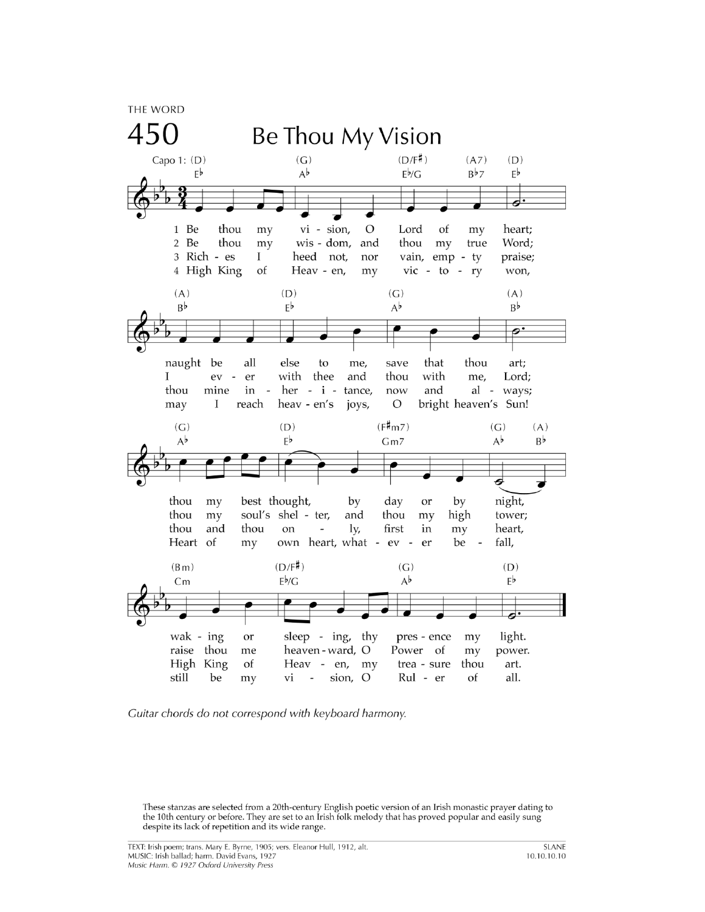THE WORD

# 450 Be Thou My Vision

Capo 1: (D)

1 Be thou my vision, O Lord of my heart;
naught be all else to me, save that thou art;
thou my best thought, by day or by night,
waking or sleeping, thy presence my light.

2 Be thou my wisdom, and thou my true Word;
I ever with thee and thou with me, Lord;
thou my soul's shelter, and thou my high tower;
raise thou me heavenward, O Power of my power.

3 Riches I heed not, nor vain, empty praise;
thou mine inheritance, now and always;
thou and thou only, first in my heart,
High King of Heaven, my treasure thou art.

4 High King of Heaven, my victory won,
may I reach heaven's joys, O bright heaven's Sun!
Heart of my own heart, whatever befall,
still be my vision, O Ruler of all.

*Guitar chords do not correspond with keyboard harmony.*

These stanzas are selected from a 20th-century English poetic version of an Irish monastic prayer dating to the 10th century or before. They are set to an Irish folk melody that has proved popular and easily sung despite its lack of repetition and its wide range.

TEXT: Irish poem; trans. Mary E. Byrne, 1905; vers. Eleanor Hull, 1912, alt.
MUSIC: Irish ballad; harm. David Evans, 1927
*Music Harm. © 1927 Oxford University Press*

SLANE
10.10.10.10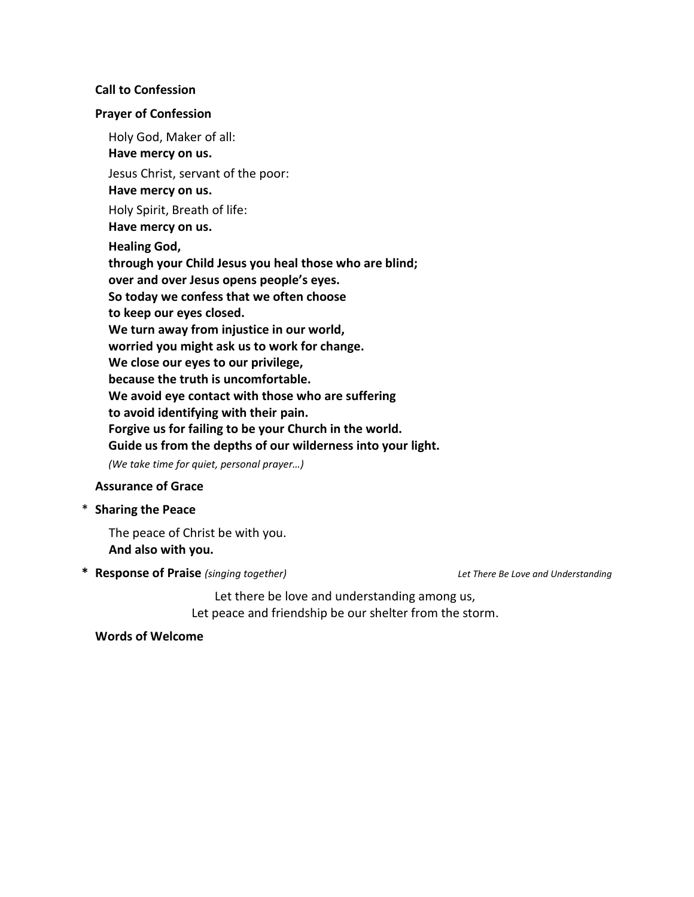**Call to Confession**

**Prayer of Confession**

Holy God, Maker of all:
**Have mercy on us.**

Jesus Christ, servant of the poor:
**Have mercy on us.**

Holy Spirit, Breath of life:
**Have mercy on us.**

**Healing God,**
**through your Child Jesus you heal those who are blind;**
**over and over Jesus opens people's eyes.**
**So today we confess that we often choose**
**to keep our eyes closed.**
**We turn away from injustice in our world,**
**worried you might ask us to work for change.**
**We close our eyes to our privilege,**
**because the truth is uncomfortable.**
**We avoid eye contact with those who are suffering**
**to avoid identifying with their pain.**
**Forgive us for failing to be your Church in the world.**
**Guide us from the depths of our wilderness into your light.**

*(We take time for quiet, personal prayer…)*

**Assurance of Grace**

\* **Sharing the Peace**

The peace of Christ be with you.
**And also with you.**

\* **Response of Praise** *(singing together)* *Let There Be Love and Understanding*

Let there be love and understanding among us,
Let peace and friendship be our shelter from the storm.

**Words of Welcome**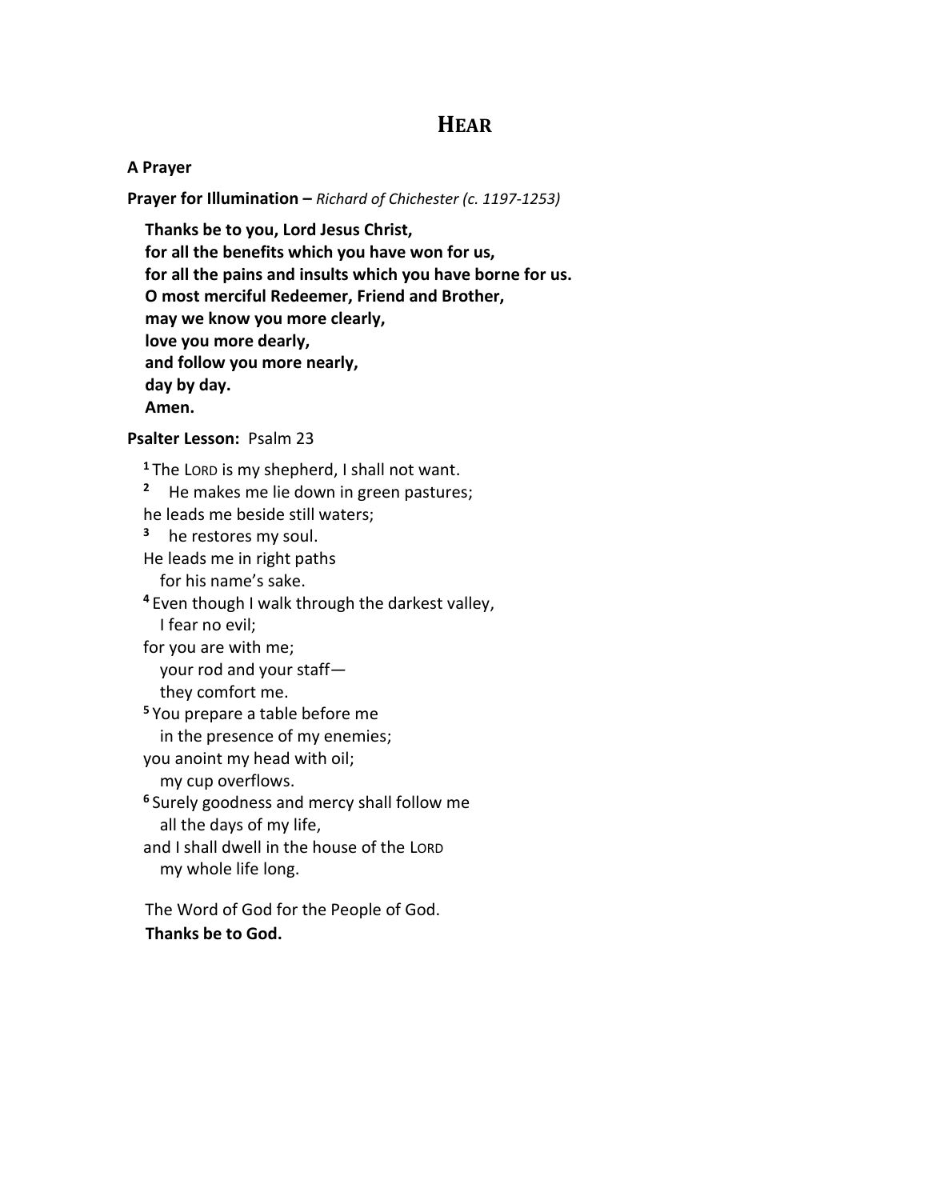# HEAR

**A Prayer**

**Prayer for Illumination –** *Richard of Chichester (c. 1197-1253)*

**Thanks be to you, Lord Jesus Christ,**
**for all the benefits which you have won for us,**
**for all the pains and insults which you have borne for us.**
**O most merciful Redeemer, Friend and Brother,**
**may we know you more clearly,**
**love you more dearly,**
**and follow you more nearly,**
**day by day.**
**Amen.**

**Psalter Lesson:** Psalm 23

[1] The LORD is my shepherd, I shall not want.
[2] He makes me lie down in green pastures;
he leads me beside still waters;
[3] he restores my soul.
He leads me in right paths
for his name's sake.
[4] Even though I walk through the darkest valley,
I fear no evil;
for you are with me;
your rod and your staff—
they comfort me.
[5] You prepare a table before me
in the presence of my enemies;
you anoint my head with oil;
my cup overflows.
[6] Surely goodness and mercy shall follow me
all the days of my life,
and I shall dwell in the house of the LORD
my whole life long.

The Word of God for the People of God.
**Thanks be to God.**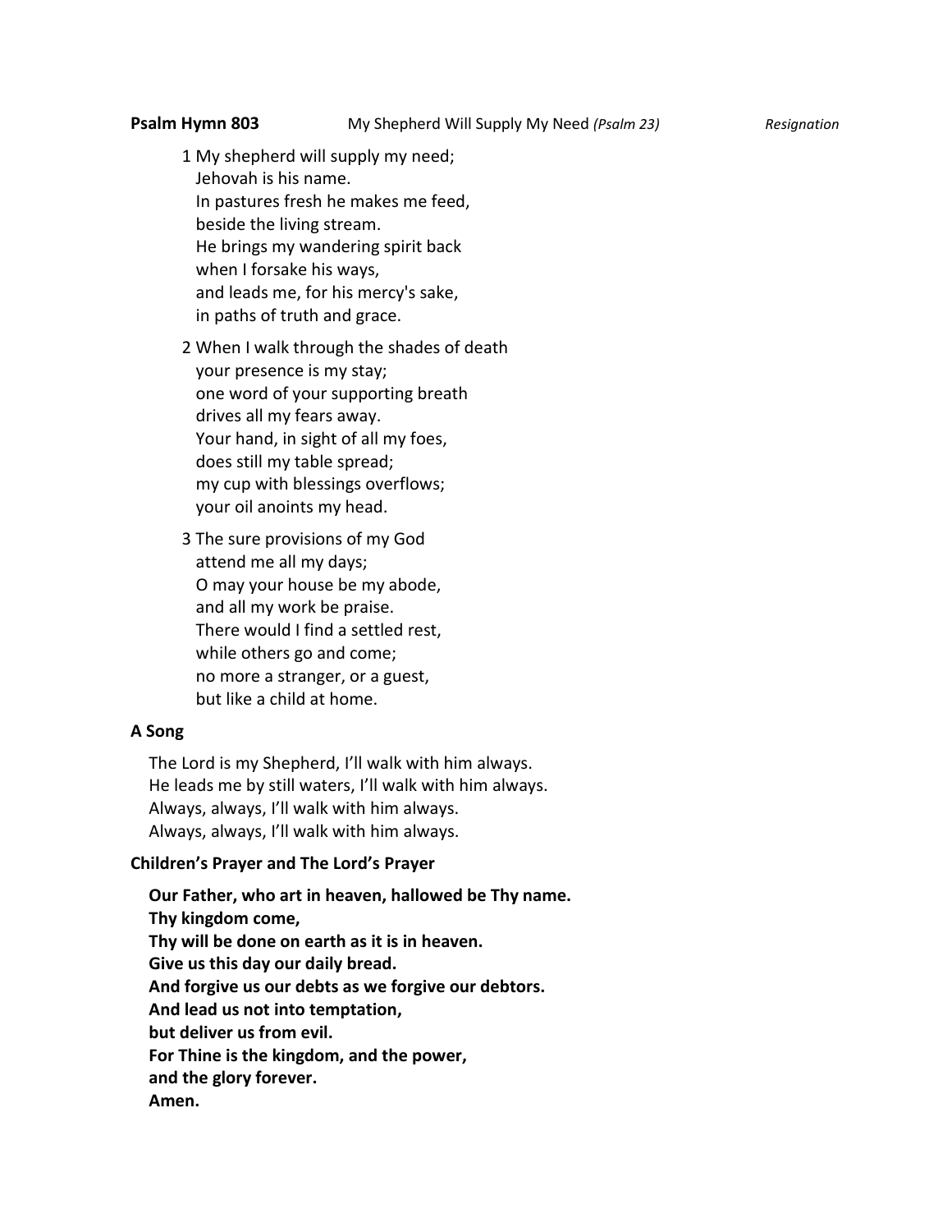**Psalm Hymn 803** My Shepherd Will Supply My Need *(Psalm 23)* *Resignation*

1 My shepherd will supply my need;
Jehovah is his name.
In pastures fresh he makes me feed,
beside the living stream.
He brings my wandering spirit back
when I forsake his ways,
and leads me, for his mercy's sake,
in paths of truth and grace.

2 When I walk through the shades of death
your presence is my stay;
one word of your supporting breath
drives all my fears away.
Your hand, in sight of all my foes,
does still my table spread;
my cup with blessings overflows;
your oil anoints my head.

3 The sure provisions of my God
attend me all my days;
O may your house be my abode,
and all my work be praise.
There would I find a settled rest,
while others go and come;
no more a stranger, or a guest,
but like a child at home.

**A Song**

The Lord is my Shepherd, I'll walk with him always.
He leads me by still waters, I'll walk with him always.
Always, always, I'll walk with him always.
Always, always, I'll walk with him always.

**Children's Prayer and The Lord's Prayer**

**Our Father, who art in heaven, hallowed be Thy name.**
**Thy kingdom come,**
**Thy will be done on earth as it is in heaven.**
**Give us this day our daily bread.**
**And forgive us our debts as we forgive our debtors.**
**And lead us not into temptation,**
**but deliver us from evil.**
**For Thine is the kingdom, and the power,**
**and the glory forever.**
**Amen.**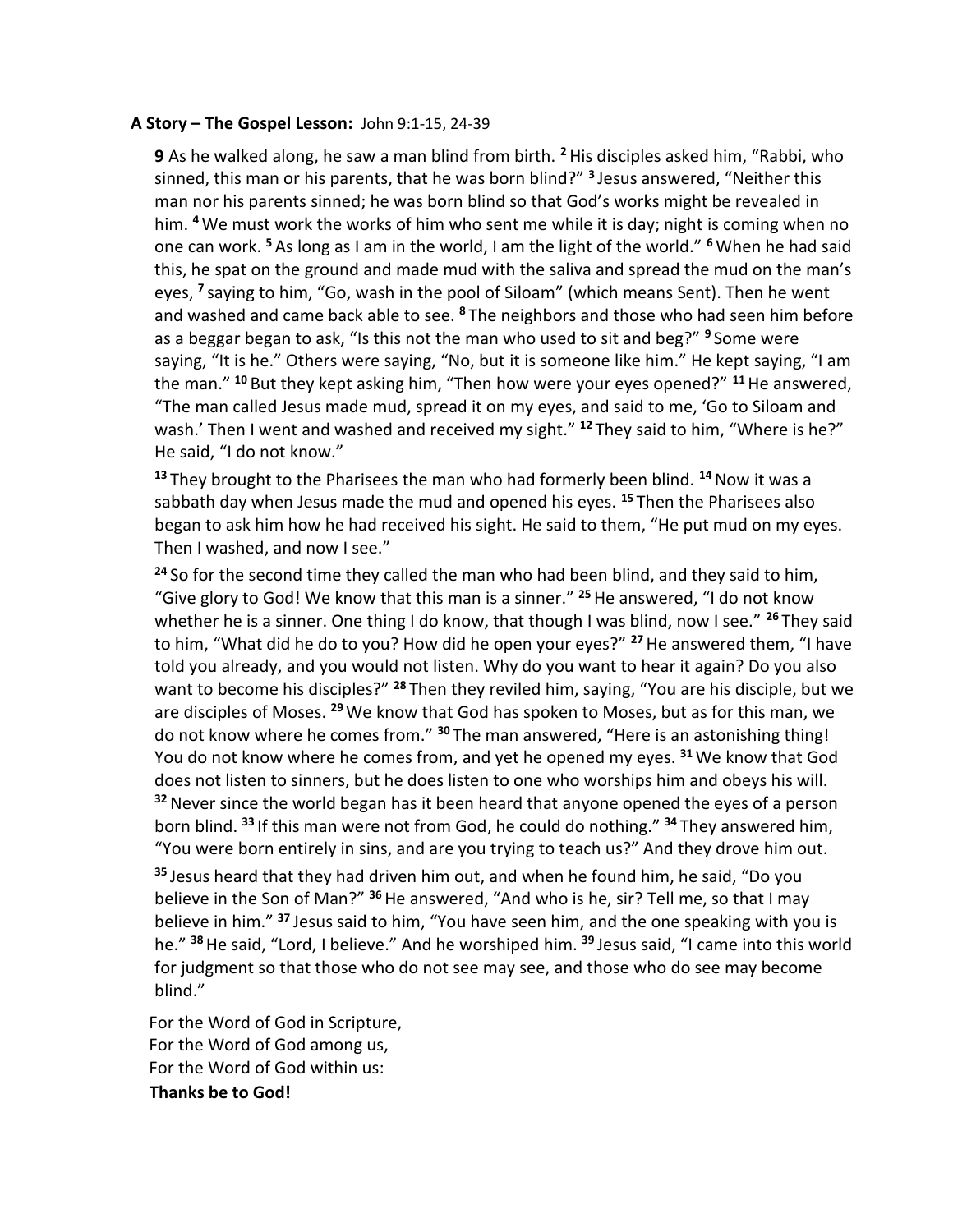**A Story – The Gospel Lesson:** John 9:1-15, 24-39

**9** As he walked along, he saw a man blind from birth. [2] His disciples asked him, "Rabbi, who sinned, this man or his parents, that he was born blind?" [3] Jesus answered, "Neither this man nor his parents sinned; he was born blind so that God's works might be revealed in him. [4] We must work the works of him who sent me while it is day; night is coming when no one can work. [5] As long as I am in the world, I am the light of the world." [6] When he had said this, he spat on the ground and made mud with the saliva and spread the mud on the man's eyes, [7] saying to him, "Go, wash in the pool of Siloam" (which means Sent). Then he went and washed and came back able to see. [8] The neighbors and those who had seen him before as a beggar began to ask, "Is this not the man who used to sit and beg?" [9] Some were saying, "It is he." Others were saying, "No, but it is someone like him." He kept saying, "I am the man." [10] But they kept asking him, "Then how were your eyes opened?" [11] He answered, "The man called Jesus made mud, spread it on my eyes, and said to me, 'Go to Siloam and wash.' Then I went and washed and received my sight." [12] They said to him, "Where is he?" He said, "I do not know."

[13] They brought to the Pharisees the man who had formerly been blind. [14] Now it was a sabbath day when Jesus made the mud and opened his eyes. [15] Then the Pharisees also began to ask him how he had received his sight. He said to them, "He put mud on my eyes. Then I washed, and now I see."

[24] So for the second time they called the man who had been blind, and they said to him, "Give glory to God! We know that this man is a sinner." [25] He answered, "I do not know whether he is a sinner. One thing I do know, that though I was blind, now I see." [26] They said to him, "What did he do to you? How did he open your eyes?" [27] He answered them, "I have told you already, and you would not listen. Why do you want to hear it again? Do you also want to become his disciples?" [28] Then they reviled him, saying, "You are his disciple, but we are disciples of Moses. [29] We know that God has spoken to Moses, but as for this man, we do not know where he comes from." [30] The man answered, "Here is an astonishing thing! You do not know where he comes from, and yet he opened my eyes. [31] We know that God does not listen to sinners, but he does listen to one who worships him and obeys his will. [32] Never since the world began has it been heard that anyone opened the eyes of a person born blind. [33] If this man were not from God, he could do nothing." [34] They answered him, "You were born entirely in sins, and are you trying to teach us?" And they drove him out.

[35] Jesus heard that they had driven him out, and when he found him, he said, "Do you believe in the Son of Man?" [36] He answered, "And who is he, sir? Tell me, so that I may believe in him." [37] Jesus said to him, "You have seen him, and the one speaking with you is he." [38] He said, "Lord, I believe." And he worshiped him. [39] Jesus said, "I came into this world for judgment so that those who do not see may see, and those who do see may become blind."

For the Word of God in Scripture,
For the Word of God among us,
For the Word of God within us:
**Thanks be to God!**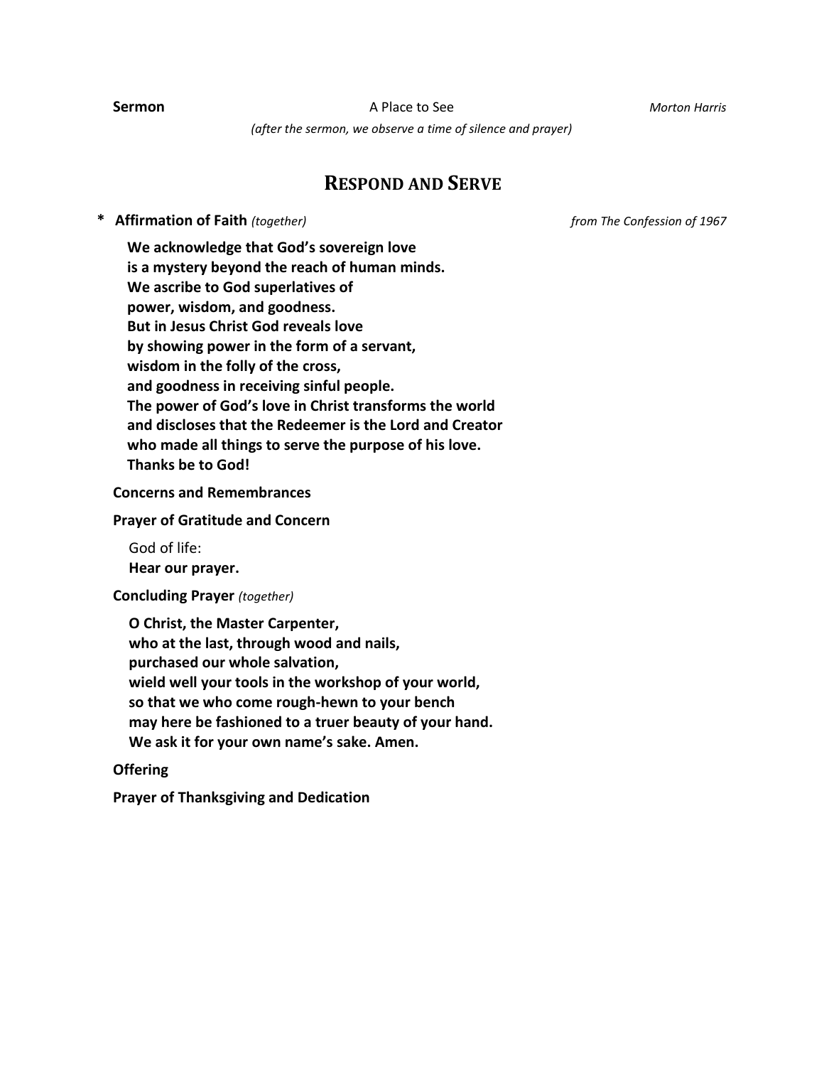**Sermon** A Place to See *Morton Harris*

*(after the sermon, we observe a time of silence and prayer)*

## RESPOND AND SERVE

\* **Affirmation of Faith** *(together)* *from The Confession of 1967*

**We acknowledge that God's sovereign love**
**is a mystery beyond the reach of human minds.**
**We ascribe to God superlatives of**
**power, wisdom, and goodness.**
**But in Jesus Christ God reveals love**
**by showing power in the form of a servant,**
**wisdom in the folly of the cross,**
**and goodness in receiving sinful people.**
**The power of God's love in Christ transforms the world**
**and discloses that the Redeemer is the Lord and Creator**
**who made all things to serve the purpose of his love.**
**Thanks be to God!**

**Concerns and Remembrances**

**Prayer of Gratitude and Concern**

God of life:
**Hear our prayer.**

**Concluding Prayer** *(together)*

**O Christ, the Master Carpenter,**
**who at the last, through wood and nails,**
**purchased our whole salvation,**
**wield well your tools in the workshop of your world,**
**so that we who come rough-hewn to your bench**
**may here be fashioned to a truer beauty of your hand.**
**We ask it for your own name's sake. Amen.**

**Offering**

**Prayer of Thanksgiving and Dedication**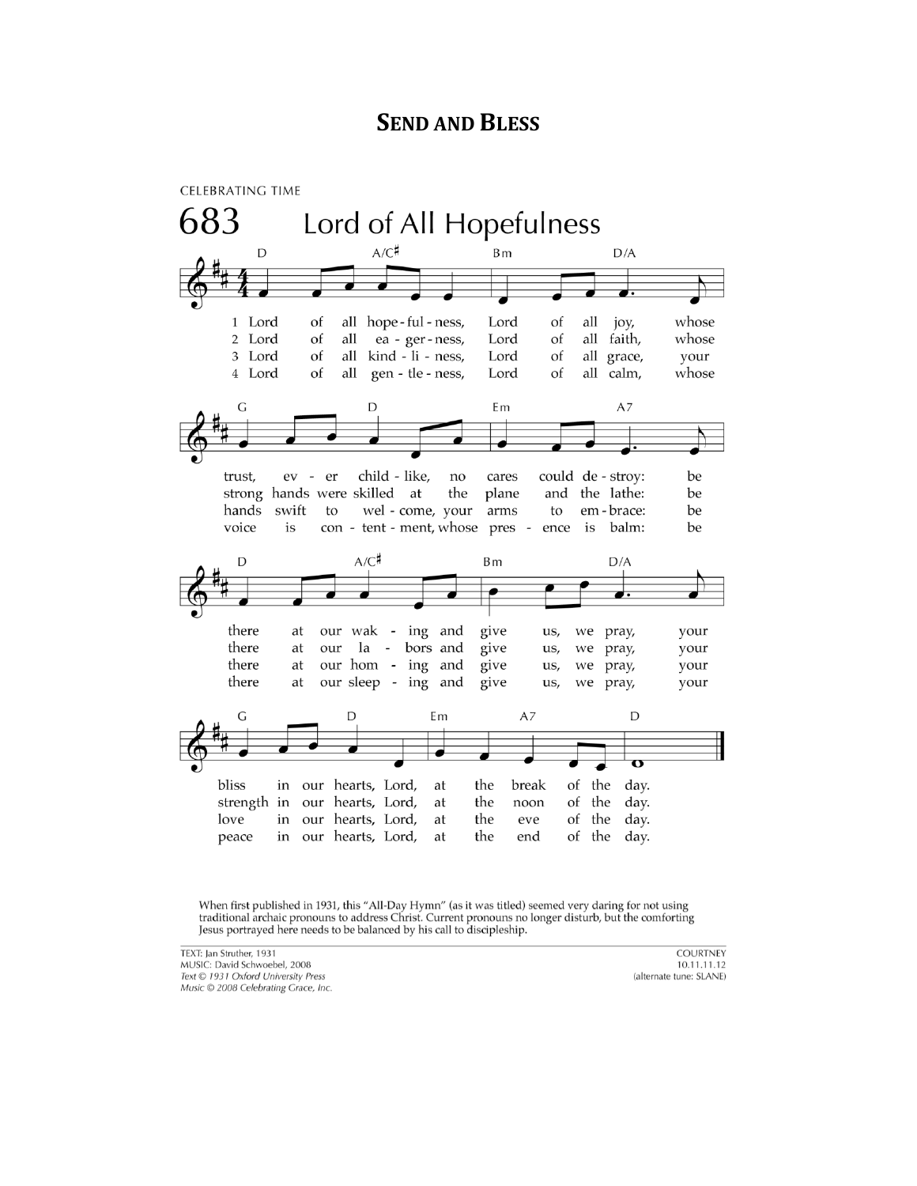## SEND AND BLESS

CELEBRATING TIME

# 683 Lord of All Hopefulness

1 Lord of all hopefulness, Lord of all joy, whose trust, ever childlike, no cares could destroy: be there at our waking and give us, we pray, your bliss in our hearts, Lord, at the break of the day.

2 Lord of all eagerness, Lord of all faith, whose strong hands were skilled at the plane and the lathe: be there at our labors and give us, we pray, your strength in our hearts, Lord, at the noon of the day.

3 Lord of all kindliness, Lord of all grace, your hands swift to welcome, your arms to embrace: be there at our homing and give us, we pray, your love in our hearts, Lord, at the eve of the day.

4 Lord of all gentleness, Lord of all calm, whose voice is contentment, whose presence is balm: be there at our sleeping and give us, we pray, your peace in our hearts, Lord, at the end of the day.

When first published in 1931, this "All-Day Hymn" (as it was titled) seemed very daring for not using traditional archaic pronouns to address Christ. Current pronouns no longer disturb, but the comforting Jesus portrayed here needs to be balanced by his call to discipleship.

TEXT: Jan Struther, 1931
MUSIC: David Schwoebel, 2008
*Text © 1931 Oxford University Press*
*Music © 2008 Celebrating Grace, Inc.*

COURTNEY
10.11.11.12
(alternate tune: SLANE)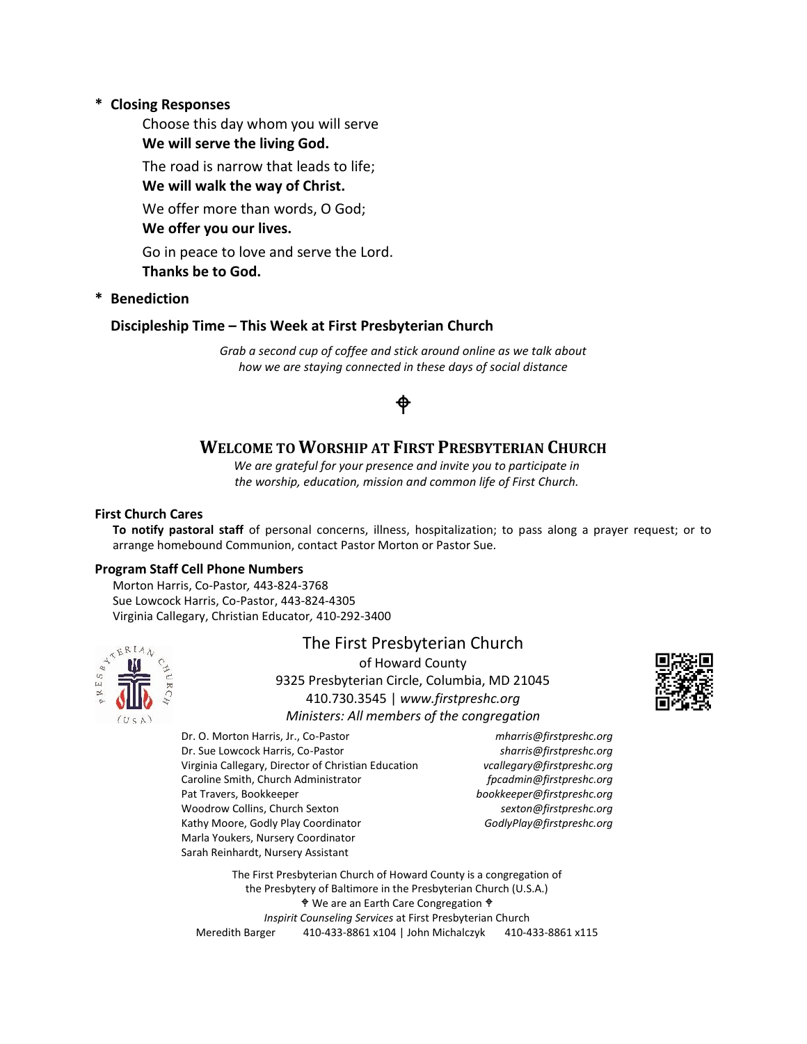**\* Closing Responses**

Choose this day whom you will serve
**We will serve the living God.**

The road is narrow that leads to life;
**We will walk the way of Christ.**

We offer more than words, O God;
**We offer you our lives.**

Go in peace to love and serve the Lord.
**Thanks be to God.**

**\* Benediction**

**Discipleship Time – This Week at First Presbyterian Church**

*Grab a second cup of coffee and stick around online as we talk about how we are staying connected in these days of social distance*

## WELCOME TO WORSHIP AT FIRST PRESBYTERIAN CHURCH

*We are grateful for your presence and invite you to participate in the worship, education, mission and common life of First Church.*

**First Church Cares**

**To notify pastoral staff** of personal concerns, illness, hospitalization; to pass along a prayer request; or to arrange homebound Communion, contact Pastor Morton or Pastor Sue.

**Program Staff Cell Phone Numbers**

Morton Harris, Co-Pastor, 443-824-3768
Sue Lowcock Harris, Co-Pastor, 443-824-4305
Virginia Callegary, Christian Educator, 410-292-3400

The First Presbyterian Church
of Howard County
9325 Presbyterian Circle, Columbia, MD 21045
410.730.3545 | *www.firstpreshc.org*
*Ministers: All members of the congregation*

| | |
|---|---|
| Dr. O. Morton Harris, Jr., Co-Pastor | *mharris@firstpreshc.org* |
| Dr. Sue Lowcock Harris, Co-Pastor | *sharris@firstpreshc.org* |
| Virginia Callegary, Director of Christian Education | *vcallegary@firstpreshc.org* |
| Caroline Smith, Church Administrator | *fpcadmin@firstpreshc.org* |
| Pat Travers, Bookkeeper | *bookkeeper@firstpreshc.org* |
| Woodrow Collins, Church Sexton | *sexton@firstpreshc.org* |
| Kathy Moore, Godly Play Coordinator | *GodlyPlay@firstpreshc.org* |
| Marla Youkers, Nursery Coordinator | |
| Sarah Reinhardt, Nursery Assistant | |

The First Presbyterian Church of Howard County is a congregation of the Presbytery of Baltimore in the Presbyterian Church (U.S.A.)
We are an Earth Care Congregation
*Inspirit Counseling Services* at First Presbyterian Church
Meredith Barger 410-433-8861 x104 | John Michalczyk 410-433-8861 x115